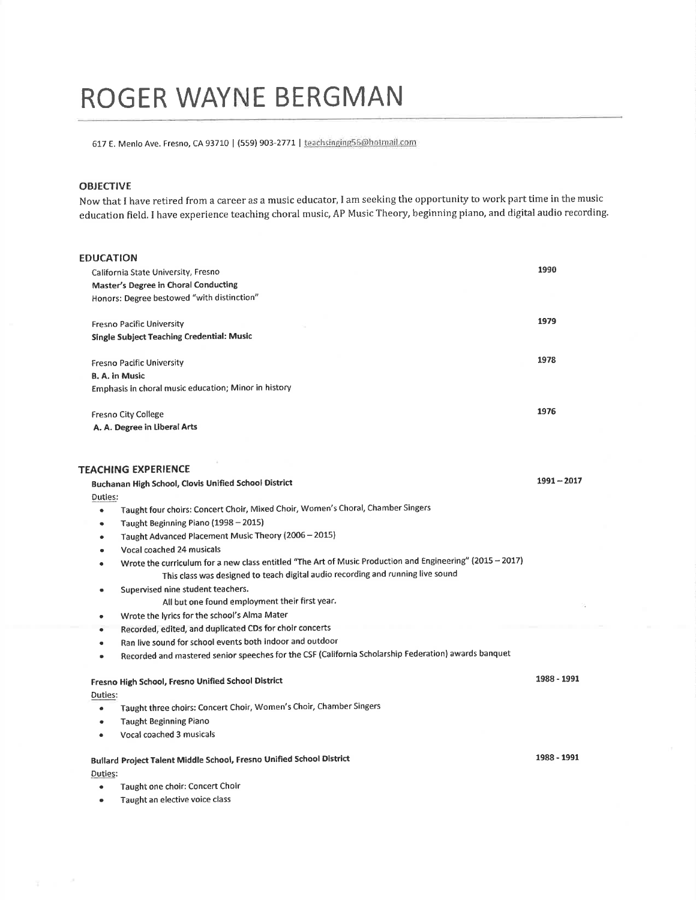# ROGER WAYNE BERGMAN

617 E. Menlo Ave. Fresno, CA 93710 | (559) 903-2771 | teachsinging56@hotmail.com

## OBJECTIVE

Now that I have retired from a career as a music educator, I am seeking the opportunity to work part time in the music education field. I have experience teaching choral music, AP Music Theory, beginning piano, and digital audio recording.

## EDUCATION

California State University, Fresno — 1990
**Master's Degree in Choral Conducting**
Honors: Degree bestowed "with distinction"

Fresno Pacific University — 1979
**Single Subject Teaching Credential: Music**

Fresno Pacific University — 1978
**B. A. in Music**
Emphasis in choral music education; Minor in history

Fresno City College — 1976
**A. A. Degree in Liberal Arts**

## TEACHING EXPERIENCE

**Buchanan High School, Clovis Unified School District** — **1991 – 2017**

Duties:

- Taught four choirs: Concert Choir, Mixed Choir, Women's Choral, Chamber Singers
- Taught Beginning Piano (1998 – 2015)
- Taught Advanced Placement Music Theory (2006 – 2015)
- Vocal coached 24 musicals
- Wrote the curriculum for a new class entitled "The Art of Music Production and Engineering" (2015 – 2017)
  This class was designed to teach digital audio recording and running live sound
- Supervised nine student teachers.
  All but one found employment their first year.
- Wrote the lyrics for the school's Alma Mater
- Recorded, edited, and duplicated CDs for choir concerts
- Ran live sound for school events both indoor and outdoor
- Recorded and mastered senior speeches for the CSF (California Scholarship Federation) awards banquet

**Fresno High School, Fresno Unified School District** — **1988 - 1991**

Duties:

- Taught three choirs: Concert Choir, Women's Choir, Chamber Singers
- Taught Beginning Piano
- Vocal coached 3 musicals

**Bullard Project Talent Middle School, Fresno Unified School District** — **1988 - 1991**

Duties:

- Taught one choir: Concert Choir
- Taught an elective voice class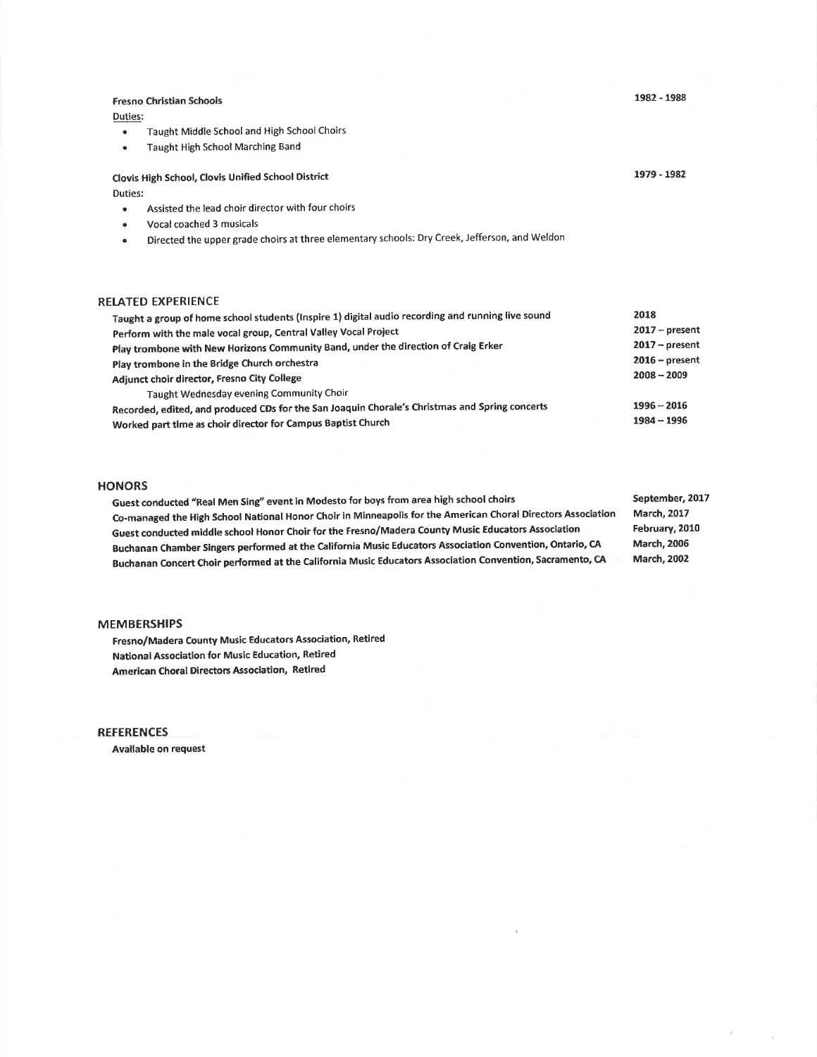**Fresno Christian Schools** — 1982 - 1988

Duties:

- Taught Middle School and High School Choirs
- Taught High School Marching Band

**Clovis High School, Clovis Unified School District** — 1979 - 1982

Duties:

- Assisted the lead choir director with four choirs
- Vocal coached 3 musicals
- Directed the upper grade choirs at three elementary schools: Dry Creek, Jefferson, and Weldon

## RELATED EXPERIENCE

| | |
|---|---|
| Taught a group of home school students (Inspire 1) digital audio recording and running live sound | 2018 |
| Perform with the male vocal group, Central Valley Vocal Project | 2017 – present |
| Play trombone with New Horizons Community Band, under the direction of Craig Erker | 2017 – present |
| Play trombone in the Bridge Church orchestra | 2016 – present |
| Adjunct choir director, Fresno City College<br>Taught Wednesday evening Community Choir | 2008 – 2009 |
| Recorded, edited, and produced CDs for the San Joaquin Chorale's Christmas and Spring concerts | 1996 – 2016 |
| Worked part time as choir director for Campus Baptist Church | 1984 – 1996 |

## HONORS

| | |
|---|---|
| Guest conducted "Real Men Sing" event in Modesto for boys from area high school choirs | September, 2017 |
| Co-managed the High School National Honor Choir in Minneapolis for the American Choral Directors Association | March, 2017 |
| Guest conducted middle school Honor Choir for the Fresno/Madera County Music Educators Association | February, 2010 |
| Buchanan Chamber Singers performed at the California Music Educators Association Convention, Ontario, CA | March, 2006 |
| Buchanan Concert Choir performed at the California Music Educators Association Convention, Sacramento, CA | March, 2002 |

## MEMBERSHIPS

**Fresno/Madera County Music Educators Association, Retired**
**National Association for Music Education, Retired**
**American Choral Directors Association, Retired**

## REFERENCES

**Available on request**